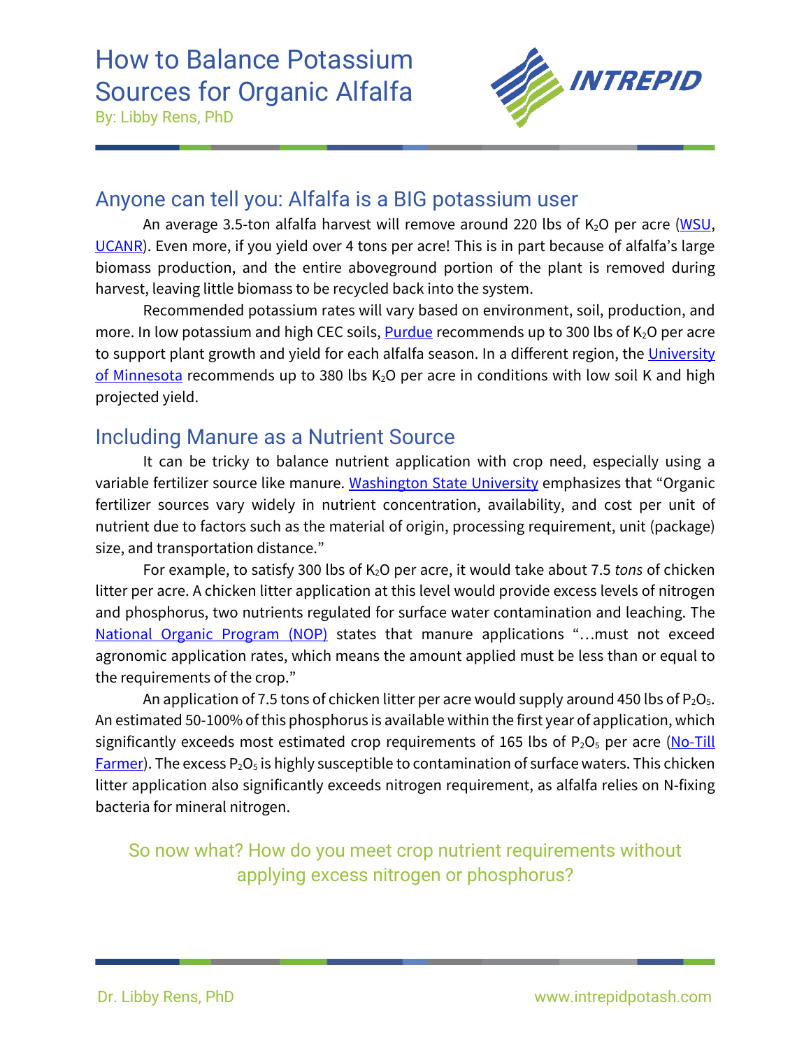# How to Balance Potassium Sources for Organic Alfalfa

By: Libby Rens, PhD

## Anyone can tell you: Alfalfa is a BIG potassium user

An average 3.5-ton alfalfa harvest will remove around 220 lbs of $K_2O$ per acre (WSU, UCANR). Even more, if you yield over 4 tons per acre! This is in part because of alfalfa's large biomass production, and the entire aboveground portion of the plant is removed during harvest, leaving little biomass to be recycled back into the system.

Recommended potassium rates will vary based on environment, soil, production, and more. In low potassium and high CEC soils, Purdue recommends up to 300 lbs of $K_2O$ per acre to support plant growth and yield for each alfalfa season. In a different region, the University of Minnesota recommends up to 380 lbs $K_2O$ per acre in conditions with low soil K and high projected yield.

## Including Manure as a Nutrient Source

It can be tricky to balance nutrient application with crop need, especially using a variable fertilizer source like manure. Washington State University emphasizes that "Organic fertilizer sources vary widely in nutrient concentration, availability, and cost per unit of nutrient due to factors such as the material of origin, processing requirement, unit (package) size, and transportation distance."

For example, to satisfy 300 lbs of $K_2O$ per acre, it would take about 7.5 *tons* of chicken litter per acre. A chicken litter application at this level would provide excess levels of nitrogen and phosphorus, two nutrients regulated for surface water contamination and leaching. The National Organic Program (NOP) states that manure applications "…must not exceed agronomic application rates, which means the amount applied must be less than or equal to the requirements of the crop."

An application of 7.5 tons of chicken litter per acre would supply around 450 lbs of $P_2O_5$. An estimated 50-100% of this phosphorus is available within the first year of application, which significantly exceeds most estimated crop requirements of 165 lbs of $P_2O_5$ per acre (No-Till Farmer). The excess $P_2O_5$ is highly susceptible to contamination of surface waters. This chicken litter application also significantly exceeds nitrogen requirement, as alfalfa relies on N-fixing bacteria for mineral nitrogen.

So now what? How do you meet crop nutrient requirements without applying excess nitrogen or phosphorus?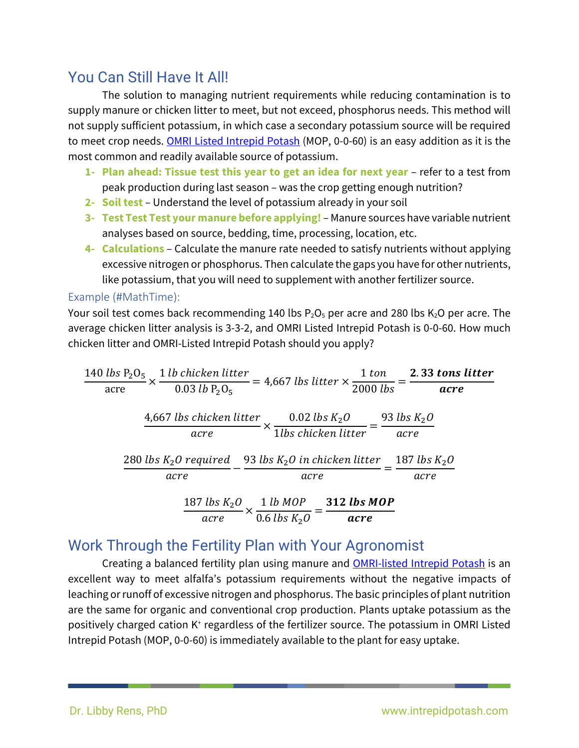## You Can Still Have It All!

The solution to managing nutrient requirements while reducing contamination is to supply manure or chicken litter to meet, but not exceed, phosphorus needs. This method will not supply sufficient potassium, in which case a secondary potassium source will be required to meet crop needs. [OMRI Listed Intrepid Potash](#) (MOP, 0-0-60) is an easy addition as it is the most common and readily available source of potassium.

1- **Plan ahead: Tissue test this year to get an idea for next year** – refer to a test from peak production during last season – was the crop getting enough nutrition?
2- **Soil test** – Understand the level of potassium already in your soil
3- **Test Test Test your manure before applying!** – Manure sources have variable nutrient analyses based on source, bedding, time, processing, location, etc.
4- **Calculations** – Calculate the manure rate needed to satisfy nutrients without applying excessive nitrogen or phosphorus. Then calculate the gaps you have for other nutrients, like potassium, that you will need to supplement with another fertilizer source.

### Example (#MathTime):

Your soil test comes back recommending 140 lbs $P_2O_5$ per acre and 280 lbs $K_2O$ per acre. The average chicken litter analysis is 3-3-2, and OMRI Listed Intrepid Potash is 0-0-60. How much chicken litter and OMRI-Listed Intrepid Potash should you apply?

$$\frac{140 \; lbs \; \mathrm{P_2O_5}}{\mathrm{acre}} \times \frac{1 \; lb \; chicken \; litter}{0.03 \; lb \; \mathrm{P_2O_5}} = 4{,}667 \; lbs \; litter \times \frac{1 \; ton}{2000 \; lbs} = \frac{\mathbf{2.33 \; tons \; litter}}{\mathbf{acre}}$$

$$\frac{4{,}667 \; lbs \; chicken \; litter}{acre} \times \frac{0.02 \; lbs \; K_2O}{1 lbs \; chicken \; litter} = \frac{93 \; lbs \; K_2O}{acre}$$

$$\frac{280 \; lbs \; K_2O \; required}{acre} - \frac{93 \; lbs \; K_2O \; in \; chicken \; litter}{acre} = \frac{187 \; lbs \; K_2O}{acre}$$

$$\frac{187 \; lbs \; K_2O}{acre} \times \frac{1 \; lb \; MOP}{0.6 \; lbs \; K_2O} = \frac{\mathbf{312 \; lbs \; MOP}}{\mathbf{acre}}$$

## Work Through the Fertility Plan with Your Agronomist

Creating a balanced fertility plan using manure and [OMRI-listed Intrepid Potash](#) is an excellent way to meet alfalfa's potassium requirements without the negative impacts of leaching or runoff of excessive nitrogen and phosphorus. The basic principles of plant nutrition are the same for organic and conventional crop production. Plants uptake potassium as the positively charged cation $K^+$ regardless of the fertilizer source. The potassium in OMRI Listed Intrepid Potash (MOP, 0-0-60) is immediately available to the plant for easy uptake.